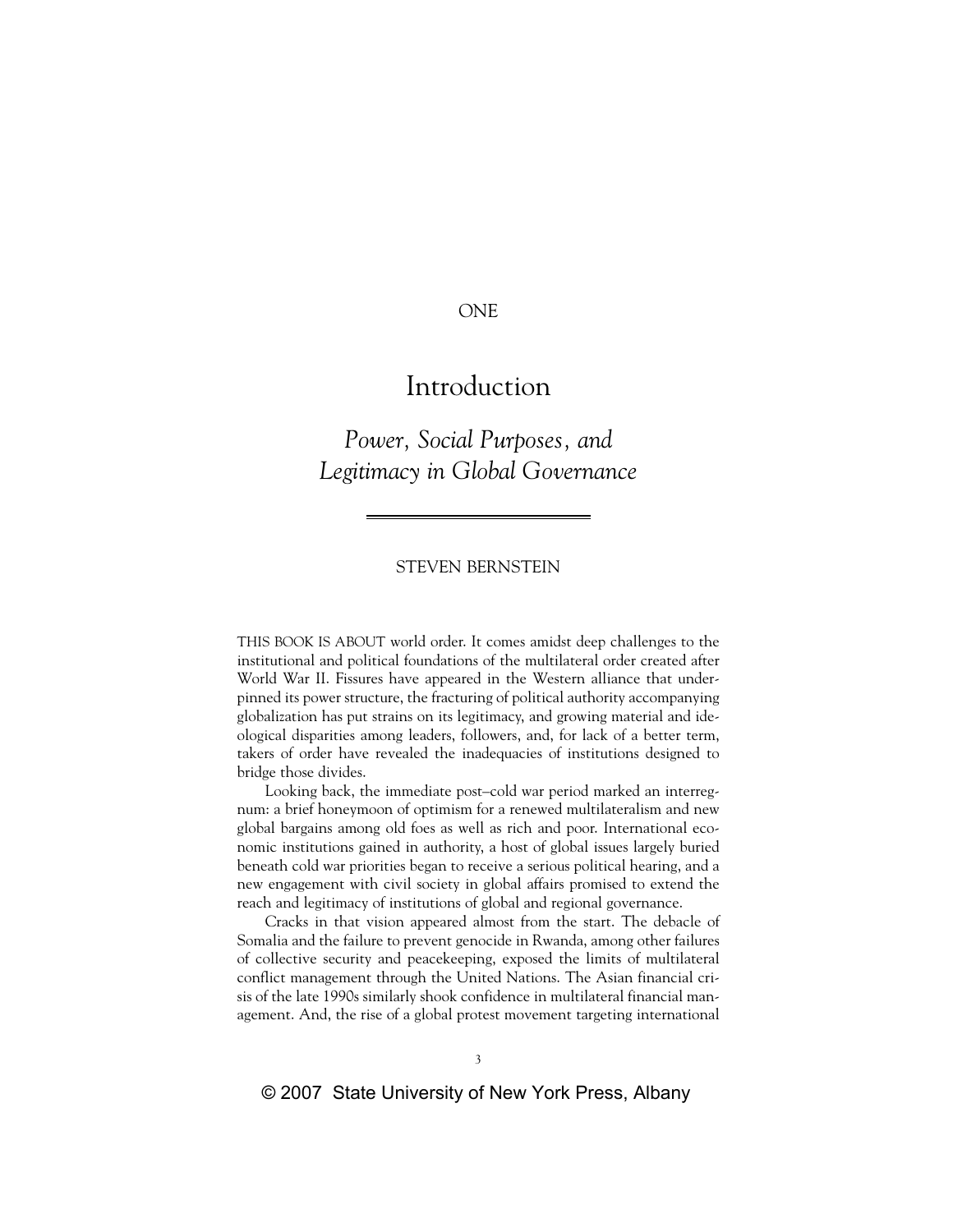ONE

# Introduction

## *Power, Social Purposes, and Legitimacy in Global Governance*

STEVEN BERNSTEIN

THIS BOOK IS ABOUT world order. It comes amidst deep challenges to the institutional and political foundations of the multilateral order created after World War II. Fissures have appeared in the Western alliance that underpinned its power structure, the fracturing of political authority accompanying globalization has put strains on its legitimacy, and growing material and ideological disparities among leaders, followers, and, for lack of a better term, takers of order have revealed the inadequacies of institutions designed to bridge those divides.

Looking back, the immediate post–cold war period marked an interregnum: a brief honeymoon of optimism for a renewed multilateralism and new global bargains among old foes as well as rich and poor. International economic institutions gained in authority, a host of global issues largely buried beneath cold war priorities began to receive a serious political hearing, and a new engagement with civil society in global affairs promised to extend the reach and legitimacy of institutions of global and regional governance.

Cracks in that vision appeared almost from the start. The debacle of Somalia and the failure to prevent genocide in Rwanda, among other failures of collective security and peacekeeping, exposed the limits of multilateral conflict management through the United Nations. The Asian financial crisis of the late 1990s similarly shook confidence in multilateral financial management. And, the rise of a global protest movement targeting international

© 2007 State University of New York Press, Albany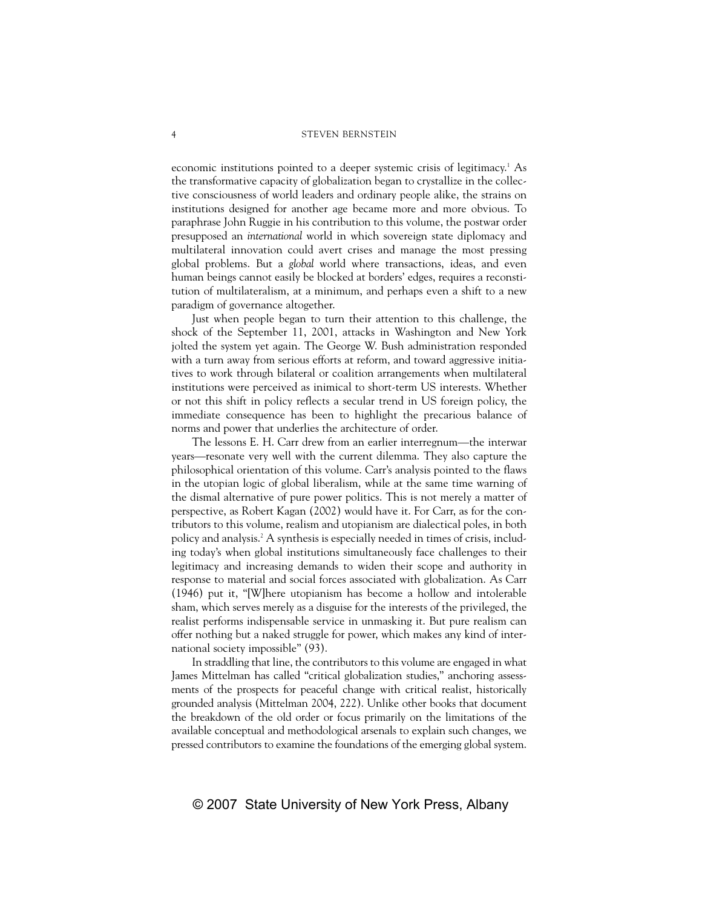economic institutions pointed to a deeper systemic crisis of legitimacy.[1] As the transformative capacity of globalization began to crystallize in the collective consciousness of world leaders and ordinary people alike, the strains on institutions designed for another age became more and more obvious. To paraphrase John Ruggie in his contribution to this volume, the postwar order presupposed an *international* world in which sovereign state diplomacy and multilateral innovation could avert crises and manage the most pressing global problems. But a *global* world where transactions, ideas, and even human beings cannot easily be blocked at borders' edges, requires a reconstitution of multilateralism, at a minimum, and perhaps even a shift to a new paradigm of governance altogether.

Just when people began to turn their attention to this challenge, the shock of the September 11, 2001, attacks in Washington and New York jolted the system yet again. The George W. Bush administration responded with a turn away from serious efforts at reform, and toward aggressive initiatives to work through bilateral or coalition arrangements when multilateral institutions were perceived as inimical to short-term US interests. Whether or not this shift in policy reflects a secular trend in US foreign policy, the immediate consequence has been to highlight the precarious balance of norms and power that underlies the architecture of order.

The lessons E. H. Carr drew from an earlier interregnum—the interwar years—resonate very well with the current dilemma. They also capture the philosophical orientation of this volume. Carr's analysis pointed to the flaws in the utopian logic of global liberalism, while at the same time warning of the dismal alternative of pure power politics. This is not merely a matter of perspective, as Robert Kagan (2002) would have it. For Carr, as for the contributors to this volume, realism and utopianism are dialectical poles, in both policy and analysis.[2] A synthesis is especially needed in times of crisis, including today's when global institutions simultaneously face challenges to their legitimacy and increasing demands to widen their scope and authority in response to material and social forces associated with globalization. As Carr (1946) put it, "[W]here utopianism has become a hollow and intolerable sham, which serves merely as a disguise for the interests of the privileged, the realist performs indispensable service in unmasking it. But pure realism can offer nothing but a naked struggle for power, which makes any kind of international society impossible" (93).

In straddling that line, the contributors to this volume are engaged in what James Mittelman has called "critical globalization studies," anchoring assessments of the prospects for peaceful change with critical realist, historically grounded analysis (Mittelman 2004, 222). Unlike other books that document the breakdown of the old order or focus primarily on the limitations of the available conceptual and methodological arsenals to explain such changes, we pressed contributors to examine the foundations of the emerging global system.

© 2007 State University of New York Press, Albany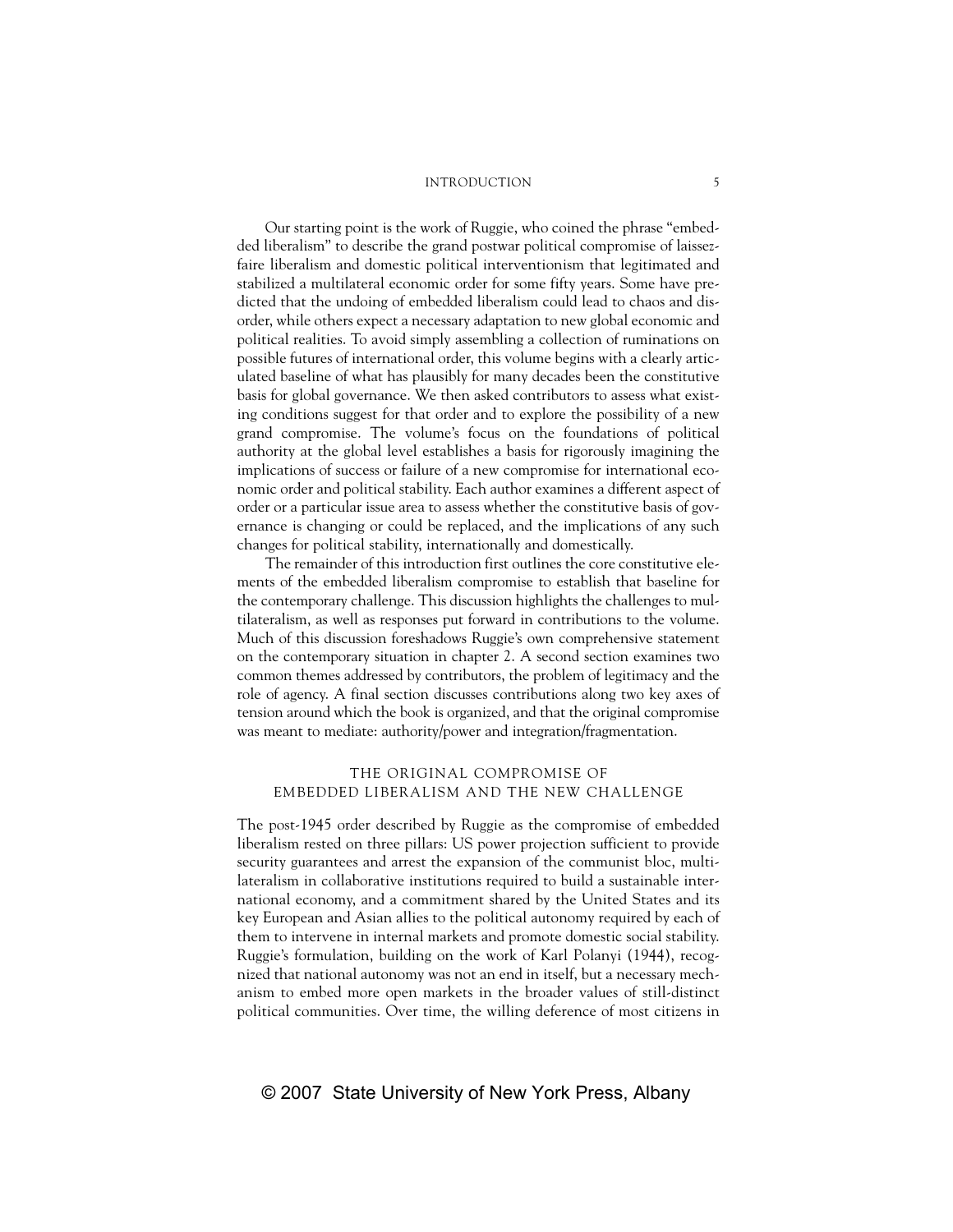Our starting point is the work of Ruggie, who coined the phrase "embedded liberalism" to describe the grand postwar political compromise of laissez-faire liberalism and domestic political interventionism that legitimated and stabilized a multilateral economic order for some fifty years. Some have predicted that the undoing of embedded liberalism could lead to chaos and disorder, while others expect a necessary adaptation to new global economic and political realities. To avoid simply assembling a collection of ruminations on possible futures of international order, this volume begins with a clearly articulated baseline of what has plausibly for many decades been the constitutive basis for global governance. We then asked contributors to assess what existing conditions suggest for that order and to explore the possibility of a new grand compromise. The volume's focus on the foundations of political authority at the global level establishes a basis for rigorously imagining the implications of success or failure of a new compromise for international economic order and political stability. Each author examines a different aspect of order or a particular issue area to assess whether the constitutive basis of governance is changing or could be replaced, and the implications of any such changes for political stability, internationally and domestically.

The remainder of this introduction first outlines the core constitutive elements of the embedded liberalism compromise to establish that baseline for the contemporary challenge. This discussion highlights the challenges to multilateralism, as well as responses put forward in contributions to the volume. Much of this discussion foreshadows Ruggie's own comprehensive statement on the contemporary situation in chapter 2. A second section examines two common themes addressed by contributors, the problem of legitimacy and the role of agency. A final section discusses contributions along two key axes of tension around which the book is organized, and that the original compromise was meant to mediate: authority/power and integration/fragmentation.

## THE ORIGINAL COMPROMISE OF EMBEDDED LIBERALISM AND THE NEW CHALLENGE

The post-1945 order described by Ruggie as the compromise of embedded liberalism rested on three pillars: US power projection sufficient to provide security guarantees and arrest the expansion of the communist bloc, multilateralism in collaborative institutions required to build a sustainable international economy, and a commitment shared by the United States and its key European and Asian allies to the political autonomy required by each of them to intervene in internal markets and promote domestic social stability. Ruggie's formulation, building on the work of Karl Polanyi (1944), recognized that national autonomy was not an end in itself, but a necessary mechanism to embed more open markets in the broader values of still-distinct political communities. Over time, the willing deference of most citizens in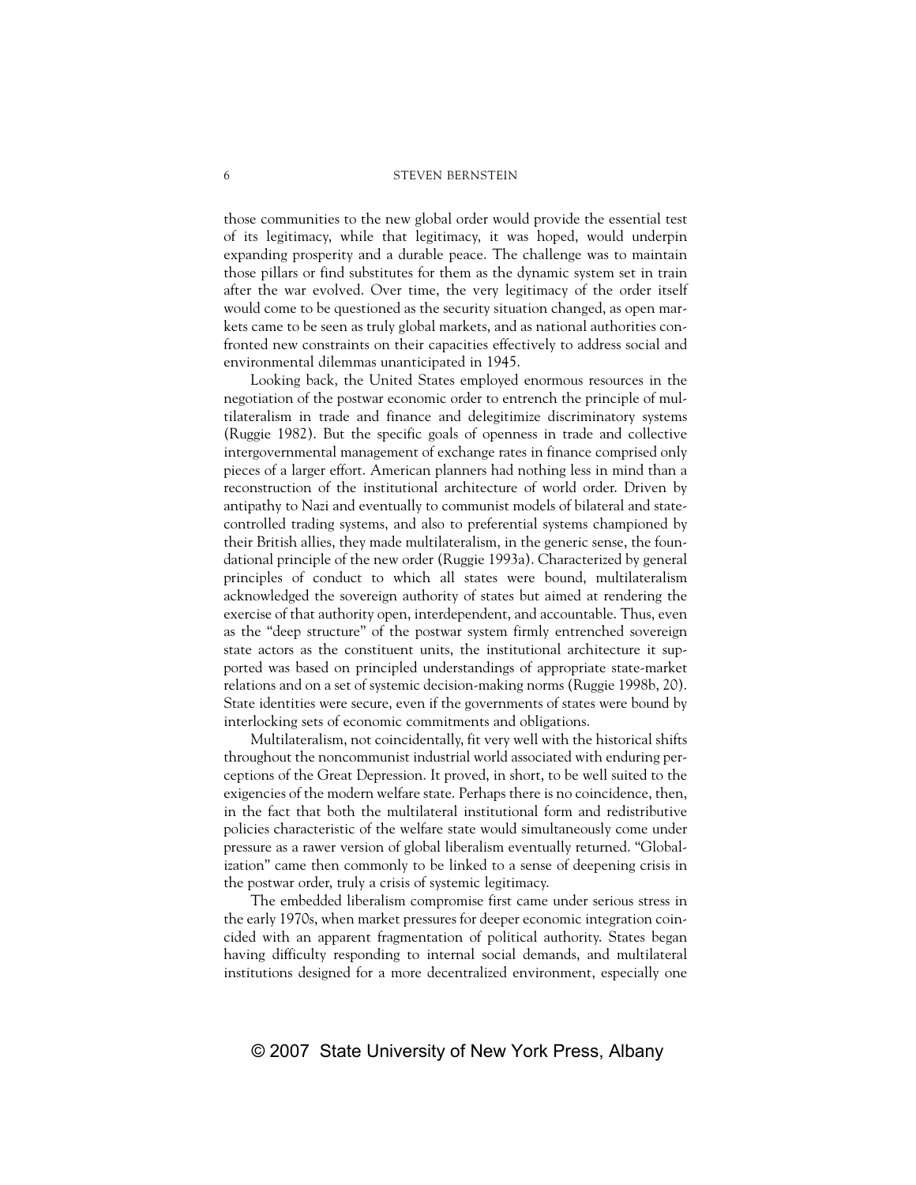those communities to the new global order would provide the essential test of its legitimacy, while that legitimacy, it was hoped, would underpin expanding prosperity and a durable peace. The challenge was to maintain those pillars or find substitutes for them as the dynamic system set in train after the war evolved. Over time, the very legitimacy of the order itself would come to be questioned as the security situation changed, as open markets came to be seen as truly global markets, and as national authorities confronted new constraints on their capacities effectively to address social and environmental dilemmas unanticipated in 1945.

Looking back, the United States employed enormous resources in the negotiation of the postwar economic order to entrench the principle of multilateralism in trade and finance and delegitimize discriminatory systems (Ruggie 1982). But the specific goals of openness in trade and collective intergovernmental management of exchange rates in finance comprised only pieces of a larger effort. American planners had nothing less in mind than a reconstruction of the institutional architecture of world order. Driven by antipathy to Nazi and eventually to communist models of bilateral and state-controlled trading systems, and also to preferential systems championed by their British allies, they made multilateralism, in the generic sense, the foundational principle of the new order (Ruggie 1993a). Characterized by general principles of conduct to which all states were bound, multilateralism acknowledged the sovereign authority of states but aimed at rendering the exercise of that authority open, interdependent, and accountable. Thus, even as the "deep structure" of the postwar system firmly entrenched sovereign state actors as the constituent units, the institutional architecture it supported was based on principled understandings of appropriate state-market relations and on a set of systemic decision-making norms (Ruggie 1998b, 20). State identities were secure, even if the governments of states were bound by interlocking sets of economic commitments and obligations.

Multilateralism, not coincidentally, fit very well with the historical shifts throughout the noncommunist industrial world associated with enduring perceptions of the Great Depression. It proved, in short, to be well suited to the exigencies of the modern welfare state. Perhaps there is no coincidence, then, in the fact that both the multilateral institutional form and redistributive policies characteristic of the welfare state would simultaneously come under pressure as a rawer version of global liberalism eventually returned. "Globalization" came then commonly to be linked to a sense of deepening crisis in the postwar order, truly a crisis of systemic legitimacy.

The embedded liberalism compromise first came under serious stress in the early 1970s, when market pressures for deeper economic integration coincided with an apparent fragmentation of political authority. States began having difficulty responding to internal social demands, and multilateral institutions designed for a more decentralized environment, especially one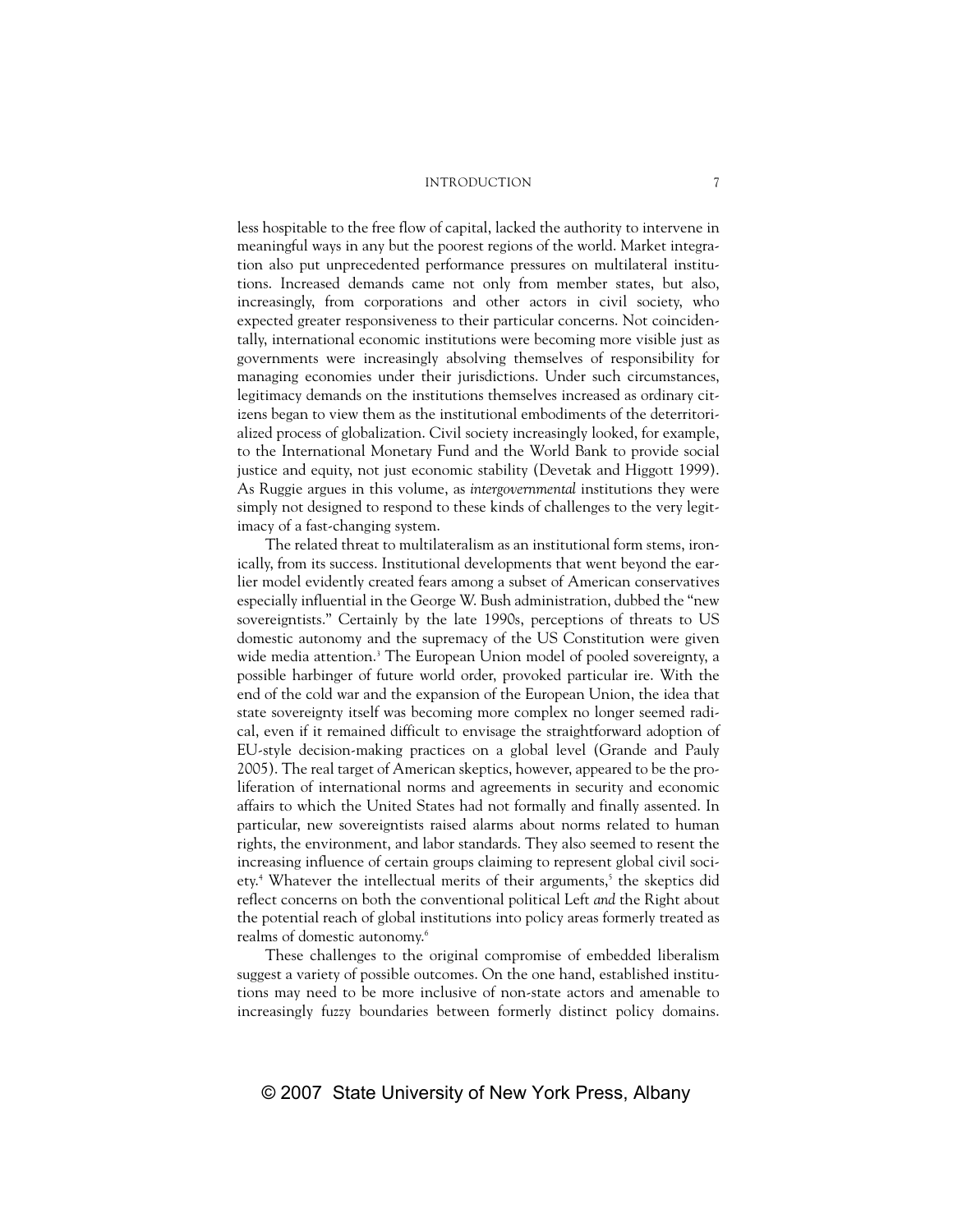less hospitable to the free flow of capital, lacked the authority to intervene in meaningful ways in any but the poorest regions of the world. Market integration also put unprecedented performance pressures on multilateral institutions. Increased demands came not only from member states, but also, increasingly, from corporations and other actors in civil society, who expected greater responsiveness to their particular concerns. Not coincidentally, international economic institutions were becoming more visible just as governments were increasingly absolving themselves of responsibility for managing economies under their jurisdictions. Under such circumstances, legitimacy demands on the institutions themselves increased as ordinary citizens began to view them as the institutional embodiments of the deterritorialized process of globalization. Civil society increasingly looked, for example, to the International Monetary Fund and the World Bank to provide social justice and equity, not just economic stability (Devetak and Higgott 1999). As Ruggie argues in this volume, as *intergovernmental* institutions they were simply not designed to respond to these kinds of challenges to the very legitimacy of a fast-changing system.

The related threat to multilateralism as an institutional form stems, ironically, from its success. Institutional developments that went beyond the earlier model evidently created fears among a subset of American conservatives especially influential in the George W. Bush administration, dubbed the "new sovereigntists." Certainly by the late 1990s, perceptions of threats to US domestic autonomy and the supremacy of the US Constitution were given wide media attention.[3] The European Union model of pooled sovereignty, a possible harbinger of future world order, provoked particular ire. With the end of the cold war and the expansion of the European Union, the idea that state sovereignty itself was becoming more complex no longer seemed radical, even if it remained difficult to envisage the straightforward adoption of EU-style decision-making practices on a global level (Grande and Pauly 2005). The real target of American skeptics, however, appeared to be the proliferation of international norms and agreements in security and economic affairs to which the United States had not formally and finally assented. In particular, new sovereigntists raised alarms about norms related to human rights, the environment, and labor standards. They also seemed to resent the increasing influence of certain groups claiming to represent global civil society.[4] Whatever the intellectual merits of their arguments,[5] the skeptics did reflect concerns on both the conventional political Left *and* the Right about the potential reach of global institutions into policy areas formerly treated as realms of domestic autonomy.[6]

These challenges to the original compromise of embedded liberalism suggest a variety of possible outcomes. On the one hand, established institutions may need to be more inclusive of non-state actors and amenable to increasingly fuzzy boundaries between formerly distinct policy domains.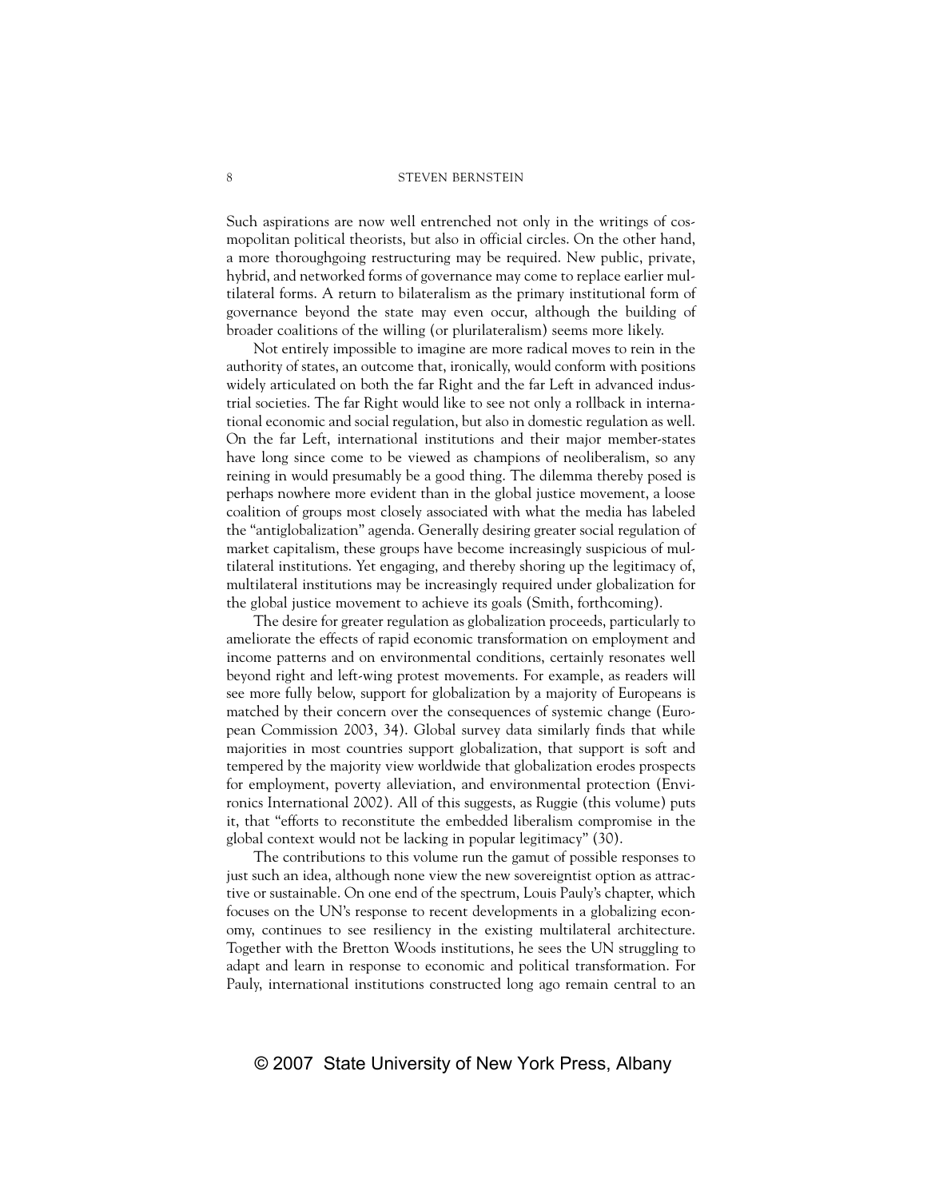Such aspirations are now well entrenched not only in the writings of cosmopolitan political theorists, but also in official circles. On the other hand, a more thoroughgoing restructuring may be required. New public, private, hybrid, and networked forms of governance may come to replace earlier multilateral forms. A return to bilateralism as the primary institutional form of governance beyond the state may even occur, although the building of broader coalitions of the willing (or plurilateralism) seems more likely.

Not entirely impossible to imagine are more radical moves to rein in the authority of states, an outcome that, ironically, would conform with positions widely articulated on both the far Right and the far Left in advanced industrial societies. The far Right would like to see not only a rollback in international economic and social regulation, but also in domestic regulation as well. On the far Left, international institutions and their major member-states have long since come to be viewed as champions of neoliberalism, so any reining in would presumably be a good thing. The dilemma thereby posed is perhaps nowhere more evident than in the global justice movement, a loose coalition of groups most closely associated with what the media has labeled the "antiglobalization" agenda. Generally desiring greater social regulation of market capitalism, these groups have become increasingly suspicious of multilateral institutions. Yet engaging, and thereby shoring up the legitimacy of, multilateral institutions may be increasingly required under globalization for the global justice movement to achieve its goals (Smith, forthcoming).

The desire for greater regulation as globalization proceeds, particularly to ameliorate the effects of rapid economic transformation on employment and income patterns and on environmental conditions, certainly resonates well beyond right and left-wing protest movements. For example, as readers will see more fully below, support for globalization by a majority of Europeans is matched by their concern over the consequences of systemic change (European Commission 2003, 34). Global survey data similarly finds that while majorities in most countries support globalization, that support is soft and tempered by the majority view worldwide that globalization erodes prospects for employment, poverty alleviation, and environmental protection (Environics International 2002). All of this suggests, as Ruggie (this volume) puts it, that "efforts to reconstitute the embedded liberalism compromise in the global context would not be lacking in popular legitimacy" (30).

The contributions to this volume run the gamut of possible responses to just such an idea, although none view the new sovereigntist option as attractive or sustainable. On one end of the spectrum, Louis Pauly's chapter, which focuses on the UN's response to recent developments in a globalizing economy, continues to see resiliency in the existing multilateral architecture. Together with the Bretton Woods institutions, he sees the UN struggling to adapt and learn in response to economic and political transformation. For Pauly, international institutions constructed long ago remain central to an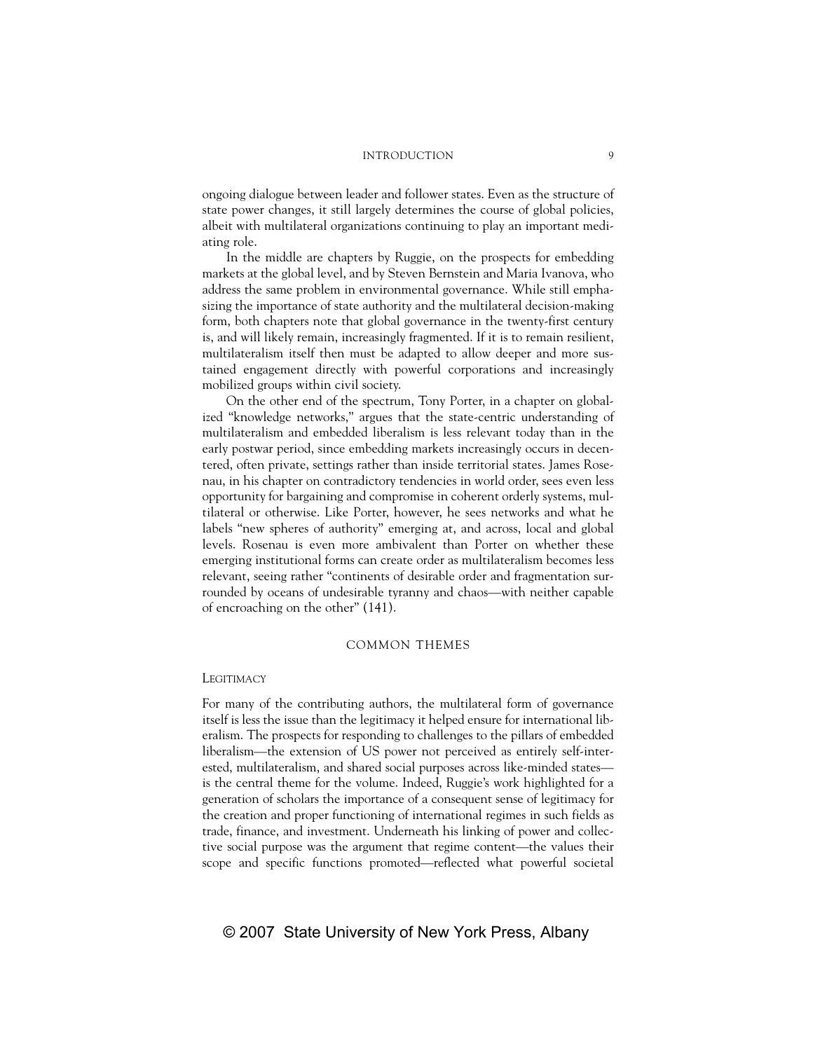ongoing dialogue between leader and follower states. Even as the structure of state power changes, it still largely determines the course of global policies, albeit with multilateral organizations continuing to play an important mediating role.

In the middle are chapters by Ruggie, on the prospects for embedding markets at the global level, and by Steven Bernstein and Maria Ivanova, who address the same problem in environmental governance. While still emphasizing the importance of state authority and the multilateral decision-making form, both chapters note that global governance in the twenty-first century is, and will likely remain, increasingly fragmented. If it is to remain resilient, multilateralism itself then must be adapted to allow deeper and more sustained engagement directly with powerful corporations and increasingly mobilized groups within civil society.

On the other end of the spectrum, Tony Porter, in a chapter on globalized "knowledge networks," argues that the state-centric understanding of multilateralism and embedded liberalism is less relevant today than in the early postwar period, since embedding markets increasingly occurs in decentered, often private, settings rather than inside territorial states. James Rosenau, in his chapter on contradictory tendencies in world order, sees even less opportunity for bargaining and compromise in coherent orderly systems, multilateral or otherwise. Like Porter, however, he sees networks and what he labels "new spheres of authority" emerging at, and across, local and global levels. Rosenau is even more ambivalent than Porter on whether these emerging institutional forms can create order as multilateralism becomes less relevant, seeing rather "continents of desirable order and fragmentation surrounded by oceans of undesirable tyranny and chaos—with neither capable of encroaching on the other" (141).

## COMMON THEMES

### Legitimacy

For many of the contributing authors, the multilateral form of governance itself is less the issue than the legitimacy it helped ensure for international liberalism. The prospects for responding to challenges to the pillars of embedded liberalism—the extension of US power not perceived as entirely self-interested, multilateralism, and shared social purposes across like-minded states—is the central theme for the volume. Indeed, Ruggie's work highlighted for a generation of scholars the importance of a consequent sense of legitimacy for the creation and proper functioning of international regimes in such fields as trade, finance, and investment. Underneath his linking of power and collective social purpose was the argument that regime content—the values their scope and specific functions promoted—reflected what powerful societal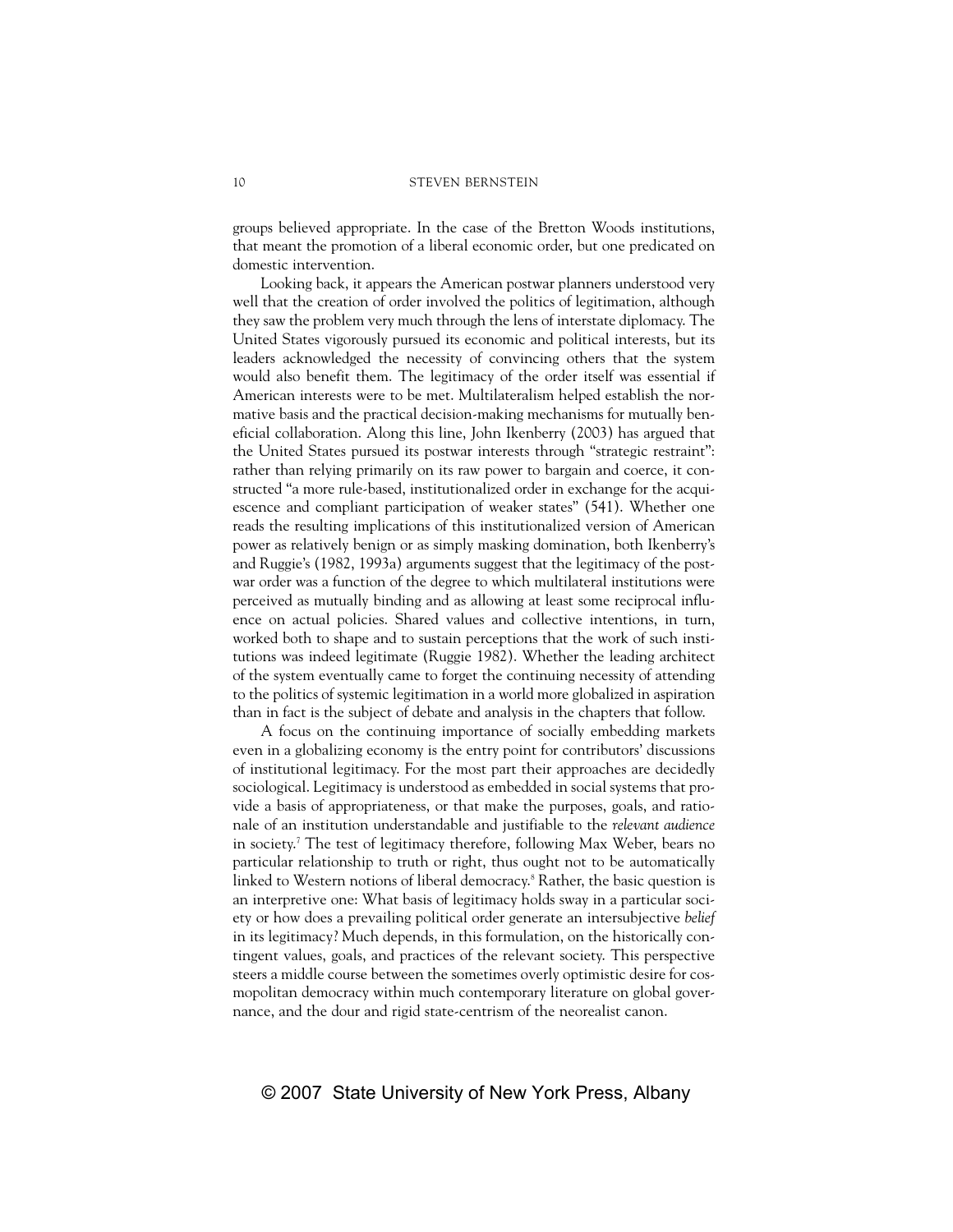groups believed appropriate. In the case of the Bretton Woods institutions, that meant the promotion of a liberal economic order, but one predicated on domestic intervention.

Looking back, it appears the American postwar planners understood very well that the creation of order involved the politics of legitimation, although they saw the problem very much through the lens of interstate diplomacy. The United States vigorously pursued its economic and political interests, but its leaders acknowledged the necessity of convincing others that the system would also benefit them. The legitimacy of the order itself was essential if American interests were to be met. Multilateralism helped establish the normative basis and the practical decision-making mechanisms for mutually beneficial collaboration. Along this line, John Ikenberry (2003) has argued that the United States pursued its postwar interests through "strategic restraint": rather than relying primarily on its raw power to bargain and coerce, it constructed "a more rule-based, institutionalized order in exchange for the acquiescence and compliant participation of weaker states" (541). Whether one reads the resulting implications of this institutionalized version of American power as relatively benign or as simply masking domination, both Ikenberry's and Ruggie's (1982, 1993a) arguments suggest that the legitimacy of the postwar order was a function of the degree to which multilateral institutions were perceived as mutually binding and as allowing at least some reciprocal influence on actual policies. Shared values and collective intentions, in turn, worked both to shape and to sustain perceptions that the work of such institutions was indeed legitimate (Ruggie 1982). Whether the leading architect of the system eventually came to forget the continuing necessity of attending to the politics of systemic legitimation in a world more globalized in aspiration than in fact is the subject of debate and analysis in the chapters that follow.

A focus on the continuing importance of socially embedding markets even in a globalizing economy is the entry point for contributors' discussions of institutional legitimacy. For the most part their approaches are decidedly sociological. Legitimacy is understood as embedded in social systems that provide a basis of appropriateness, or that make the purposes, goals, and rationale of an institution understandable and justifiable to the *relevant audience* in society.[7] The test of legitimacy therefore, following Max Weber, bears no particular relationship to truth or right, thus ought not to be automatically linked to Western notions of liberal democracy.[8] Rather, the basic question is an interpretive one: What basis of legitimacy holds sway in a particular society or how does a prevailing political order generate an intersubjective *belief* in its legitimacy? Much depends, in this formulation, on the historically contingent values, goals, and practices of the relevant society. This perspective steers a middle course between the sometimes overly optimistic desire for cosmopolitan democracy within much contemporary literature on global governance, and the dour and rigid state-centrism of the neorealist canon.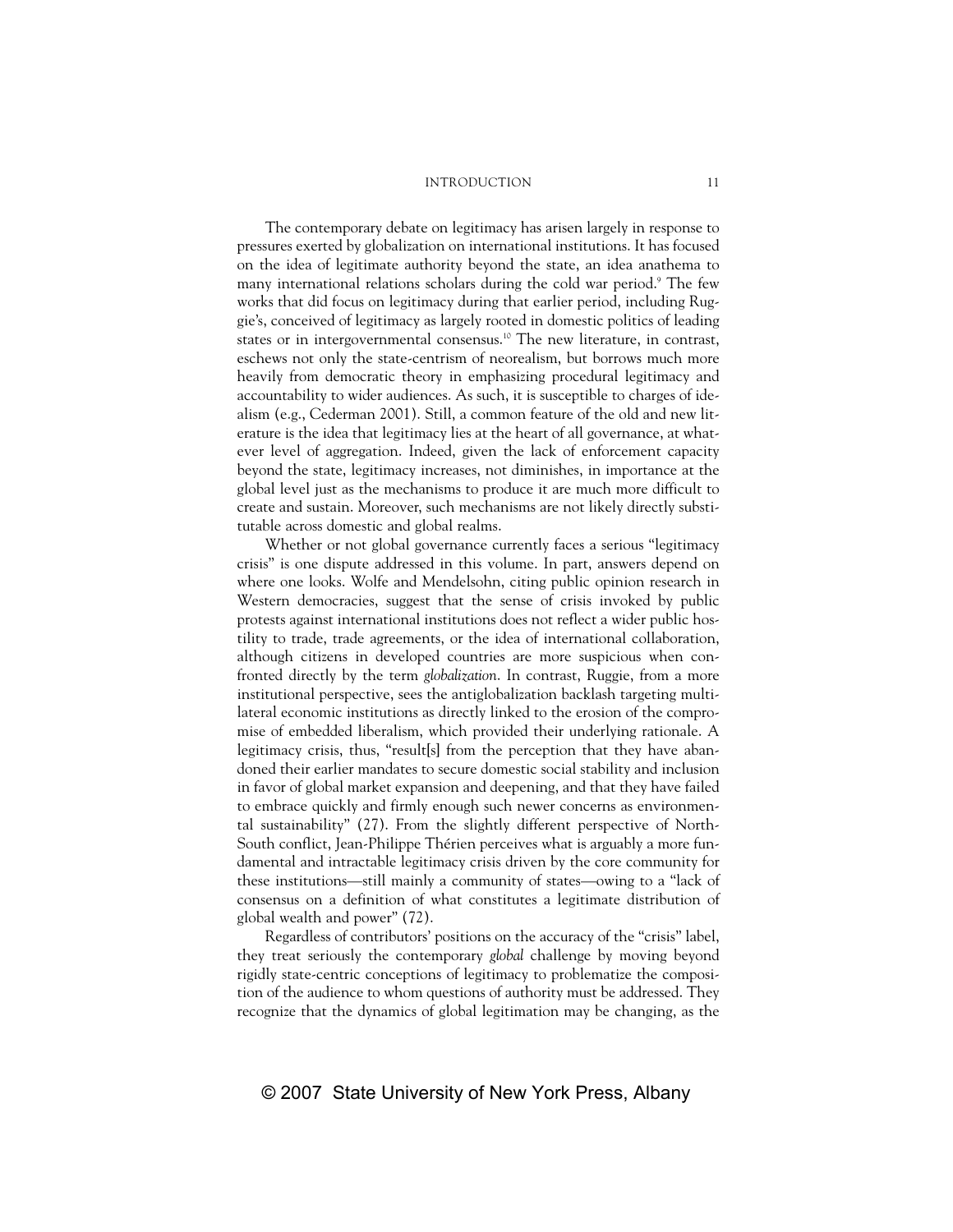The contemporary debate on legitimacy has arisen largely in response to pressures exerted by globalization on international institutions. It has focused on the idea of legitimate authority beyond the state, an idea anathema to many international relations scholars during the cold war period.[9] The few works that did focus on legitimacy during that earlier period, including Ruggie's, conceived of legitimacy as largely rooted in domestic politics of leading states or in intergovernmental consensus.[10] The new literature, in contrast, eschews not only the state-centrism of neorealism, but borrows much more heavily from democratic theory in emphasizing procedural legitimacy and accountability to wider audiences. As such, it is susceptible to charges of idealism (e.g., Cederman 2001). Still, a common feature of the old and new literature is the idea that legitimacy lies at the heart of all governance, at whatever level of aggregation. Indeed, given the lack of enforcement capacity beyond the state, legitimacy increases, not diminishes, in importance at the global level just as the mechanisms to produce it are much more difficult to create and sustain. Moreover, such mechanisms are not likely directly substitutable across domestic and global realms.

Whether or not global governance currently faces a serious "legitimacy crisis" is one dispute addressed in this volume. In part, answers depend on where one looks. Wolfe and Mendelsohn, citing public opinion research in Western democracies, suggest that the sense of crisis invoked by public protests against international institutions does not reflect a wider public hostility to trade, trade agreements, or the idea of international collaboration, although citizens in developed countries are more suspicious when confronted directly by the term *globalization*. In contrast, Ruggie, from a more institutional perspective, sees the antiglobalization backlash targeting multilateral economic institutions as directly linked to the erosion of the compromise of embedded liberalism, which provided their underlying rationale. A legitimacy crisis, thus, "result[s] from the perception that they have abandoned their earlier mandates to secure domestic social stability and inclusion in favor of global market expansion and deepening, and that they have failed to embrace quickly and firmly enough such newer concerns as environmental sustainability" (27). From the slightly different perspective of North-South conflict, Jean-Philippe Thérien perceives what is arguably a more fundamental and intractable legitimacy crisis driven by the core community for these institutions—still mainly a community of states—owing to a "lack of consensus on a definition of what constitutes a legitimate distribution of global wealth and power" (72).

Regardless of contributors' positions on the accuracy of the "crisis" label, they treat seriously the contemporary *global* challenge by moving beyond rigidly state-centric conceptions of legitimacy to problematize the composition of the audience to whom questions of authority must be addressed. They recognize that the dynamics of global legitimation may be changing, as the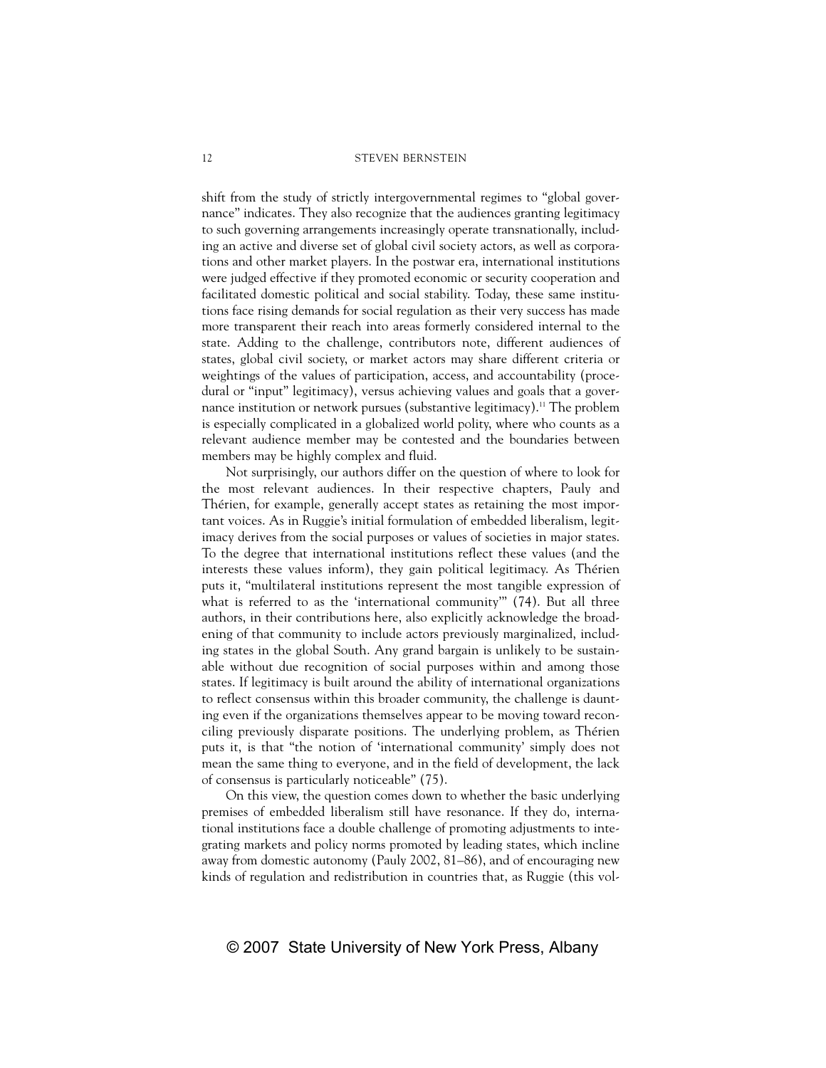shift from the study of strictly intergovernmental regimes to "global governance" indicates. They also recognize that the audiences granting legitimacy to such governing arrangements increasingly operate transnationally, including an active and diverse set of global civil society actors, as well as corporations and other market players. In the postwar era, international institutions were judged effective if they promoted economic or security cooperation and facilitated domestic political and social stability. Today, these same institutions face rising demands for social regulation as their very success has made more transparent their reach into areas formerly considered internal to the state. Adding to the challenge, contributors note, different audiences of states, global civil society, or market actors may share different criteria or weightings of the values of participation, access, and accountability (procedural or "input" legitimacy), versus achieving values and goals that a governance institution or network pursues (substantive legitimacy).[11] The problem is especially complicated in a globalized world polity, where who counts as a relevant audience member may be contested and the boundaries between members may be highly complex and fluid.

Not surprisingly, our authors differ on the question of where to look for the most relevant audiences. In their respective chapters, Pauly and Thérien, for example, generally accept states as retaining the most important voices. As in Ruggie's initial formulation of embedded liberalism, legitimacy derives from the social purposes or values of societies in major states. To the degree that international institutions reflect these values (and the interests these values inform), they gain political legitimacy. As Thérien puts it, "multilateral institutions represent the most tangible expression of what is referred to as the 'international community'" (74). But all three authors, in their contributions here, also explicitly acknowledge the broadening of that community to include actors previously marginalized, including states in the global South. Any grand bargain is unlikely to be sustainable without due recognition of social purposes within and among those states. If legitimacy is built around the ability of international organizations to reflect consensus within this broader community, the challenge is daunting even if the organizations themselves appear to be moving toward reconciling previously disparate positions. The underlying problem, as Thérien puts it, is that "the notion of 'international community' simply does not mean the same thing to everyone, and in the field of development, the lack of consensus is particularly noticeable" (75).

On this view, the question comes down to whether the basic underlying premises of embedded liberalism still have resonance. If they do, international institutions face a double challenge of promoting adjustments to integrating markets and policy norms promoted by leading states, which incline away from domestic autonomy (Pauly 2002, 81–86), and of encouraging new kinds of regulation and redistribution in countries that, as Ruggie (this vol-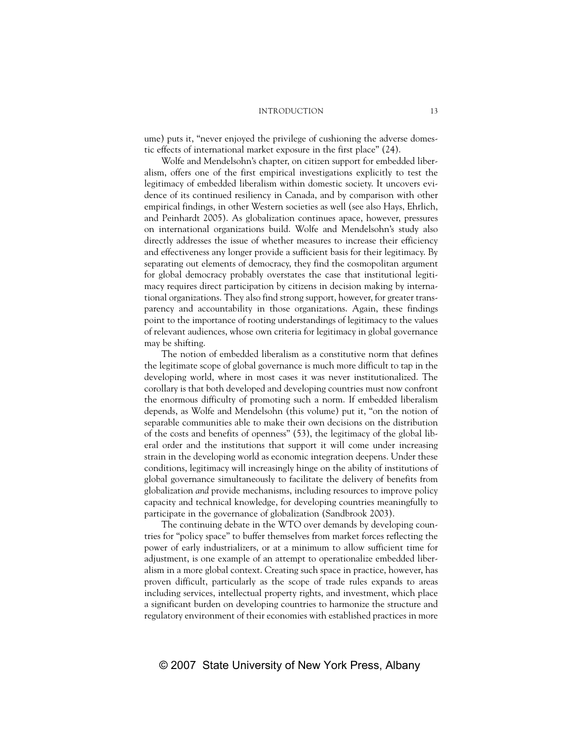ume) puts it, "never enjoyed the privilege of cushioning the adverse domestic effects of international market exposure in the first place" (24).

Wolfe and Mendelsohn's chapter, on citizen support for embedded liberalism, offers one of the first empirical investigations explicitly to test the legitimacy of embedded liberalism within domestic society. It uncovers evidence of its continued resiliency in Canada, and by comparison with other empirical findings, in other Western societies as well (see also Hays, Ehrlich, and Peinhardt 2005). As globalization continues apace, however, pressures on international organizations build. Wolfe and Mendelsohn's study also directly addresses the issue of whether measures to increase their efficiency and effectiveness any longer provide a sufficient basis for their legitimacy. By separating out elements of democracy, they find the cosmopolitan argument for global democracy probably overstates the case that institutional legitimacy requires direct participation by citizens in decision making by international organizations. They also find strong support, however, for greater transparency and accountability in those organizations. Again, these findings point to the importance of rooting understandings of legitimacy to the values of relevant audiences, whose own criteria for legitimacy in global governance may be shifting.

The notion of embedded liberalism as a constitutive norm that defines the legitimate scope of global governance is much more difficult to tap in the developing world, where in most cases it was never institutionalized. The corollary is that both developed and developing countries must now confront the enormous difficulty of promoting such a norm. If embedded liberalism depends, as Wolfe and Mendelsohn (this volume) put it, "on the notion of separable communities able to make their own decisions on the distribution of the costs and benefits of openness" (53), the legitimacy of the global liberal order and the institutions that support it will come under increasing strain in the developing world as economic integration deepens. Under these conditions, legitimacy will increasingly hinge on the ability of institutions of global governance simultaneously to facilitate the delivery of benefits from globalization *and* provide mechanisms, including resources to improve policy capacity and technical knowledge, for developing countries meaningfully to participate in the governance of globalization (Sandbrook 2003).

The continuing debate in the WTO over demands by developing countries for "policy space" to buffer themselves from market forces reflecting the power of early industrializers, or at a minimum to allow sufficient time for adjustment, is one example of an attempt to operationalize embedded liberalism in a more global context. Creating such space in practice, however, has proven difficult, particularly as the scope of trade rules expands to areas including services, intellectual property rights, and investment, which place a significant burden on developing countries to harmonize the structure and regulatory environment of their economies with established practices in more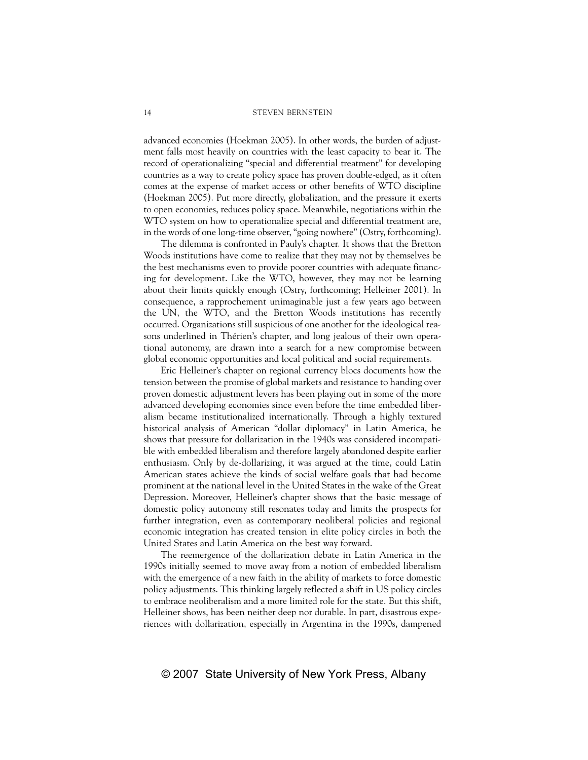advanced economies (Hoekman 2005). In other words, the burden of adjustment falls most heavily on countries with the least capacity to bear it. The record of operationalizing "special and differential treatment" for developing countries as a way to create policy space has proven double-edged, as it often comes at the expense of market access or other benefits of WTO discipline (Hoekman 2005). Put more directly, globalization, and the pressure it exerts to open economies, reduces policy space. Meanwhile, negotiations within the WTO system on how to operationalize special and differential treatment are, in the words of one long-time observer, "going nowhere" (Ostry, forthcoming).

The dilemma is confronted in Pauly's chapter. It shows that the Bretton Woods institutions have come to realize that they may not by themselves be the best mechanisms even to provide poorer countries with adequate financing for development. Like the WTO, however, they may not be learning about their limits quickly enough (Ostry, forthcoming; Helleiner 2001). In consequence, a rapprochement unimaginable just a few years ago between the UN, the WTO, and the Bretton Woods institutions has recently occurred. Organizations still suspicious of one another for the ideological reasons underlined in Thérien's chapter, and long jealous of their own operational autonomy, are drawn into a search for a new compromise between global economic opportunities and local political and social requirements.

Eric Helleiner's chapter on regional currency blocs documents how the tension between the promise of global markets and resistance to handing over proven domestic adjustment levers has been playing out in some of the more advanced developing economies since even before the time embedded liberalism became institutionalized internationally. Through a highly textured historical analysis of American "dollar diplomacy" in Latin America, he shows that pressure for dollarization in the 1940s was considered incompatible with embedded liberalism and therefore largely abandoned despite earlier enthusiasm. Only by de-dollarizing, it was argued at the time, could Latin American states achieve the kinds of social welfare goals that had become prominent at the national level in the United States in the wake of the Great Depression. Moreover, Helleiner's chapter shows that the basic message of domestic policy autonomy still resonates today and limits the prospects for further integration, even as contemporary neoliberal policies and regional economic integration has created tension in elite policy circles in both the United States and Latin America on the best way forward.

The reemergence of the dollarization debate in Latin America in the 1990s initially seemed to move away from a notion of embedded liberalism with the emergence of a new faith in the ability of markets to force domestic policy adjustments. This thinking largely reflected a shift in US policy circles to embrace neoliberalism and a more limited role for the state. But this shift, Helleiner shows, has been neither deep nor durable. In part, disastrous experiences with dollarization, especially in Argentina in the 1990s, dampened

© 2007 State University of New York Press, Albany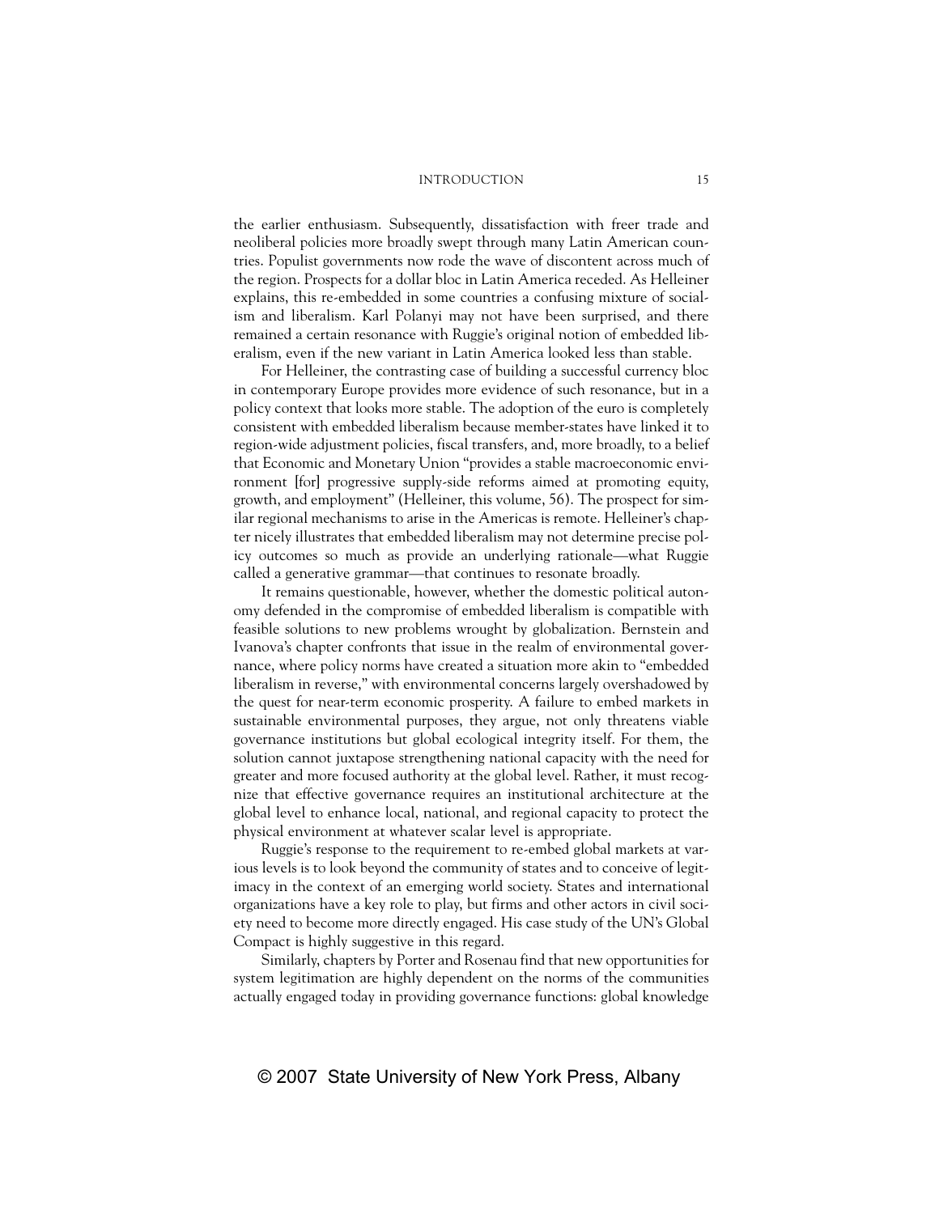the earlier enthusiasm. Subsequently, dissatisfaction with freer trade and neoliberal policies more broadly swept through many Latin American countries. Populist governments now rode the wave of discontent across much of the region. Prospects for a dollar bloc in Latin America receded. As Helleiner explains, this re-embedded in some countries a confusing mixture of socialism and liberalism. Karl Polanyi may not have been surprised, and there remained a certain resonance with Ruggie's original notion of embedded liberalism, even if the new variant in Latin America looked less than stable.

For Helleiner, the contrasting case of building a successful currency bloc in contemporary Europe provides more evidence of such resonance, but in a policy context that looks more stable. The adoption of the euro is completely consistent with embedded liberalism because member-states have linked it to region-wide adjustment policies, fiscal transfers, and, more broadly, to a belief that Economic and Monetary Union "provides a stable macroeconomic environment [for] progressive supply-side reforms aimed at promoting equity, growth, and employment" (Helleiner, this volume, 56). The prospect for similar regional mechanisms to arise in the Americas is remote. Helleiner's chapter nicely illustrates that embedded liberalism may not determine precise policy outcomes so much as provide an underlying rationale—what Ruggie called a generative grammar—that continues to resonate broadly.

It remains questionable, however, whether the domestic political autonomy defended in the compromise of embedded liberalism is compatible with feasible solutions to new problems wrought by globalization. Bernstein and Ivanova's chapter confronts that issue in the realm of environmental governance, where policy norms have created a situation more akin to "embedded liberalism in reverse," with environmental concerns largely overshadowed by the quest for near-term economic prosperity. A failure to embed markets in sustainable environmental purposes, they argue, not only threatens viable governance institutions but global ecological integrity itself. For them, the solution cannot juxtapose strengthening national capacity with the need for greater and more focused authority at the global level. Rather, it must recognize that effective governance requires an institutional architecture at the global level to enhance local, national, and regional capacity to protect the physical environment at whatever scalar level is appropriate.

Ruggie's response to the requirement to re-embed global markets at various levels is to look beyond the community of states and to conceive of legitimacy in the context of an emerging world society. States and international organizations have a key role to play, but firms and other actors in civil society need to become more directly engaged. His case study of the UN's Global Compact is highly suggestive in this regard.

Similarly, chapters by Porter and Rosenau find that new opportunities for system legitimation are highly dependent on the norms of the communities actually engaged today in providing governance functions: global knowledge

© 2007 State University of New York Press, Albany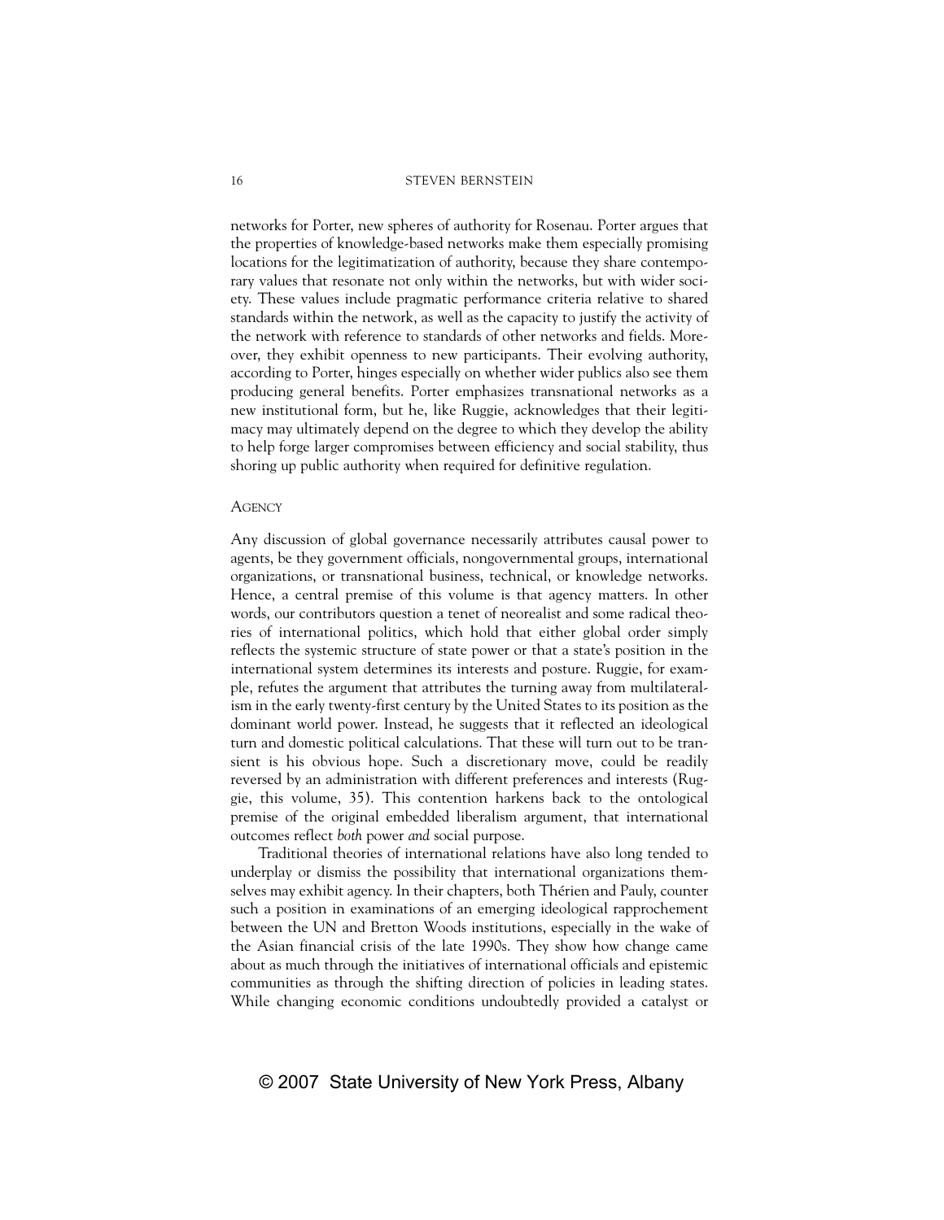networks for Porter, new spheres of authority for Rosenau. Porter argues that the properties of knowledge-based networks make them especially promising locations for the legitimatization of authority, because they share contemporary values that resonate not only within the networks, but with wider society. These values include pragmatic performance criteria relative to shared standards within the network, as well as the capacity to justify the activity of the network with reference to standards of other networks and fields. Moreover, they exhibit openness to new participants. Their evolving authority, according to Porter, hinges especially on whether wider publics also see them producing general benefits. Porter emphasizes transnational networks as a new institutional form, but he, like Ruggie, acknowledges that their legitimacy may ultimately depend on the degree to which they develop the ability to help forge larger compromises between efficiency and social stability, thus shoring up public authority when required for definitive regulation.

### AGENCY

Any discussion of global governance necessarily attributes causal power to agents, be they government officials, nongovernmental groups, international organizations, or transnational business, technical, or knowledge networks. Hence, a central premise of this volume is that agency matters. In other words, our contributors question a tenet of neorealist and some radical theories of international politics, which hold that either global order simply reflects the systemic structure of state power or that a state's position in the international system determines its interests and posture. Ruggie, for example, refutes the argument that attributes the turning away from multilateralism in the early twenty-first century by the United States to its position as the dominant world power. Instead, he suggests that it reflected an ideological turn and domestic political calculations. That these will turn out to be transient is his obvious hope. Such a discretionary move, could be readily reversed by an administration with different preferences and interests (Ruggie, this volume, 35). This contention harkens back to the ontological premise of the original embedded liberalism argument, that international outcomes reflect *both* power *and* social purpose.

Traditional theories of international relations have also long tended to underplay or dismiss the possibility that international organizations themselves may exhibit agency. In their chapters, both Thérien and Pauly, counter such a position in examinations of an emerging ideological rapprochement between the UN and Bretton Woods institutions, especially in the wake of the Asian financial crisis of the late 1990s. They show how change came about as much through the initiatives of international officials and epistemic communities as through the shifting direction of policies in leading states. While changing economic conditions undoubtedly provided a catalyst or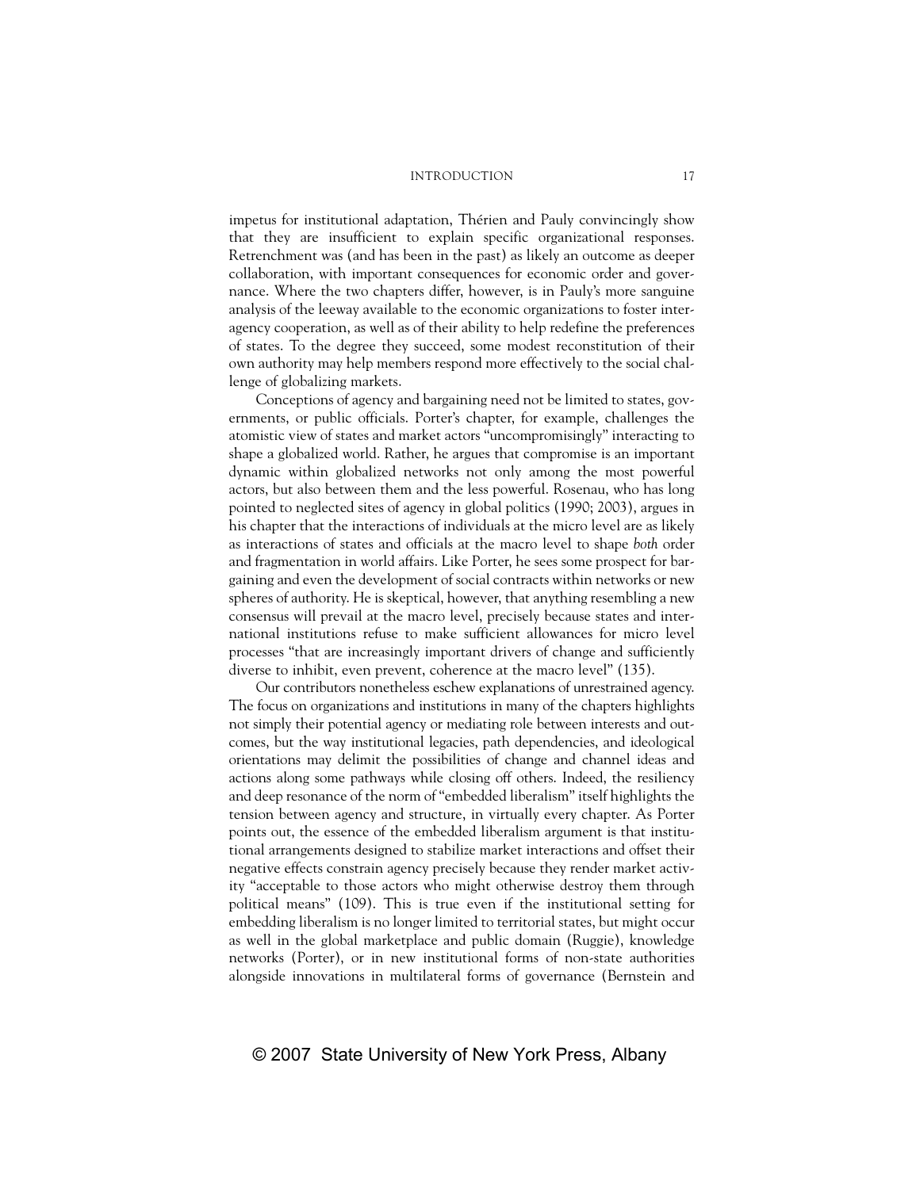impetus for institutional adaptation, Thérien and Pauly convincingly show that they are insufficient to explain specific organizational responses. Retrenchment was (and has been in the past) as likely an outcome as deeper collaboration, with important consequences for economic order and governance. Where the two chapters differ, however, is in Pauly's more sanguine analysis of the leeway available to the economic organizations to foster inter-agency cooperation, as well as of their ability to help redefine the preferences of states. To the degree they succeed, some modest reconstitution of their own authority may help members respond more effectively to the social challenge of globalizing markets.

Conceptions of agency and bargaining need not be limited to states, governments, or public officials. Porter's chapter, for example, challenges the atomistic view of states and market actors "uncompromisingly" interacting to shape a globalized world. Rather, he argues that compromise is an important dynamic within globalized networks not only among the most powerful actors, but also between them and the less powerful. Rosenau, who has long pointed to neglected sites of agency in global politics (1990; 2003), argues in his chapter that the interactions of individuals at the micro level are as likely as interactions of states and officials at the macro level to shape *both* order and fragmentation in world affairs. Like Porter, he sees some prospect for bargaining and even the development of social contracts within networks or new spheres of authority. He is skeptical, however, that anything resembling a new consensus will prevail at the macro level, precisely because states and international institutions refuse to make sufficient allowances for micro level processes "that are increasingly important drivers of change and sufficiently diverse to inhibit, even prevent, coherence at the macro level" (135).

Our contributors nonetheless eschew explanations of unrestrained agency. The focus on organizations and institutions in many of the chapters highlights not simply their potential agency or mediating role between interests and outcomes, but the way institutional legacies, path dependencies, and ideological orientations may delimit the possibilities of change and channel ideas and actions along some pathways while closing off others. Indeed, the resiliency and deep resonance of the norm of "embedded liberalism" itself highlights the tension between agency and structure, in virtually every chapter. As Porter points out, the essence of the embedded liberalism argument is that institutional arrangements designed to stabilize market interactions and offset their negative effects constrain agency precisely because they render market activity "acceptable to those actors who might otherwise destroy them through political means" (109). This is true even if the institutional setting for embedding liberalism is no longer limited to territorial states, but might occur as well in the global marketplace and public domain (Ruggie), knowledge networks (Porter), or in new institutional forms of non-state authorities alongside innovations in multilateral forms of governance (Bernstein and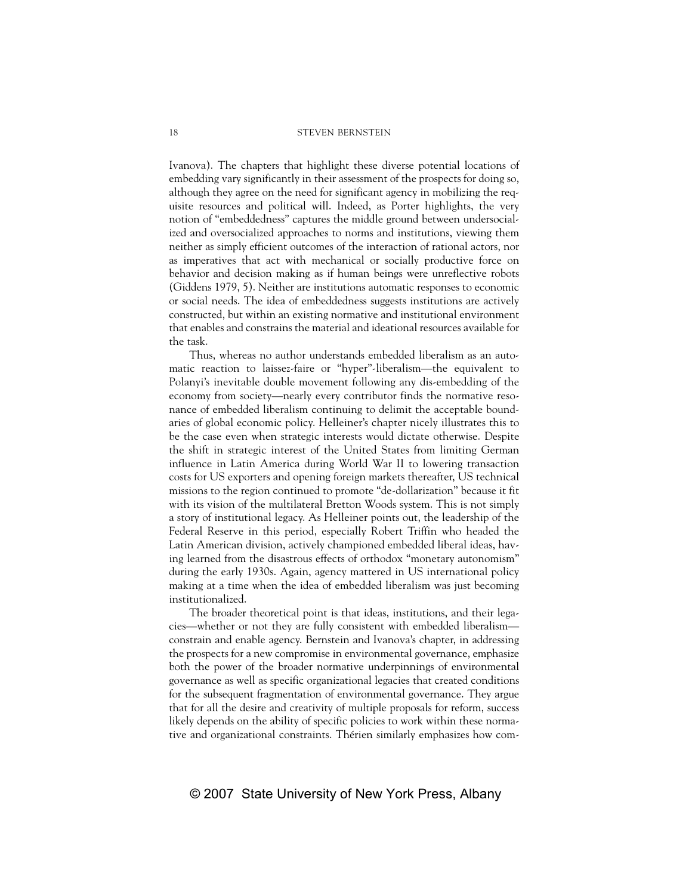Ivanova). The chapters that highlight these diverse potential locations of embedding vary significantly in their assessment of the prospects for doing so, although they agree on the need for significant agency in mobilizing the requisite resources and political will. Indeed, as Porter highlights, the very notion of "embeddedness" captures the middle ground between undersocialized and oversocialized approaches to norms and institutions, viewing them neither as simply efficient outcomes of the interaction of rational actors, nor as imperatives that act with mechanical or socially productive force on behavior and decision making as if human beings were unreflective robots (Giddens 1979, 5). Neither are institutions automatic responses to economic or social needs. The idea of embeddedness suggests institutions are actively constructed, but within an existing normative and institutional environment that enables and constrains the material and ideational resources available for the task.

Thus, whereas no author understands embedded liberalism as an automatic reaction to laissez-faire or "hyper"-liberalism—the equivalent to Polanyi's inevitable double movement following any dis-embedding of the economy from society—nearly every contributor finds the normative resonance of embedded liberalism continuing to delimit the acceptable boundaries of global economic policy. Helleiner's chapter nicely illustrates this to be the case even when strategic interests would dictate otherwise. Despite the shift in strategic interest of the United States from limiting German influence in Latin America during World War II to lowering transaction costs for US exporters and opening foreign markets thereafter, US technical missions to the region continued to promote "de-dollarization" because it fit with its vision of the multilateral Bretton Woods system. This is not simply a story of institutional legacy. As Helleiner points out, the leadership of the Federal Reserve in this period, especially Robert Triffin who headed the Latin American division, actively championed embedded liberal ideas, having learned from the disastrous effects of orthodox "monetary autonomism" during the early 1930s. Again, agency mattered in US international policy making at a time when the idea of embedded liberalism was just becoming institutionalized.

The broader theoretical point is that ideas, institutions, and their legacies—whether or not they are fully consistent with embedded liberalism—constrain and enable agency. Bernstein and Ivanova's chapter, in addressing the prospects for a new compromise in environmental governance, emphasize both the power of the broader normative underpinnings of environmental governance as well as specific organizational legacies that created conditions for the subsequent fragmentation of environmental governance. They argue that for all the desire and creativity of multiple proposals for reform, success likely depends on the ability of specific policies to work within these normative and organizational constraints. Thérien similarly emphasizes how com-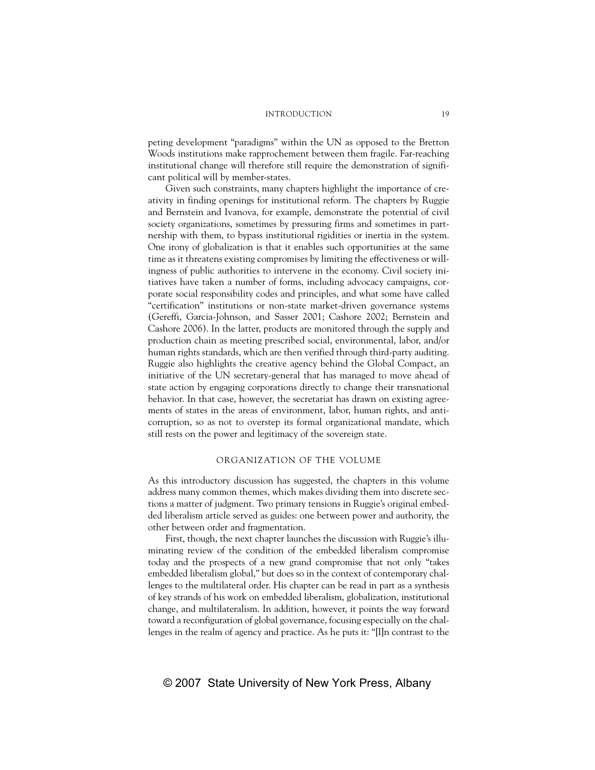peting development "paradigms" within the UN as opposed to the Bretton Woods institutions make rapprochement between them fragile. Far-reaching institutional change will therefore still require the demonstration of significant political will by member-states.

Given such constraints, many chapters highlight the importance of creativity in finding openings for institutional reform. The chapters by Ruggie and Bernstein and Ivanova, for example, demonstrate the potential of civil society organizations, sometimes by pressuring firms and sometimes in partnership with them, to bypass institutional rigidities or inertia in the system. One irony of globalization is that it enables such opportunities at the same time as it threatens existing compromises by limiting the effectiveness or willingness of public authorities to intervene in the economy. Civil society initiatives have taken a number of forms, including advocacy campaigns, corporate social responsibility codes and principles, and what some have called "certification" institutions or non-state market-driven governance systems (Gereffi, Garcia-Johnson, and Sasser 2001; Cashore 2002; Bernstein and Cashore 2006). In the latter, products are monitored through the supply and production chain as meeting prescribed social, environmental, labor, and/or human rights standards, which are then verified through third-party auditing. Ruggie also highlights the creative agency behind the Global Compact, an initiative of the UN secretary-general that has managed to move ahead of state action by engaging corporations directly to change their transnational behavior. In that case, however, the secretariat has drawn on existing agreements of states in the areas of environment, labor, human rights, and anticorruption, so as not to overstep its formal organizational mandate, which still rests on the power and legitimacy of the sovereign state.

## ORGANIZATION OF THE VOLUME

As this introductory discussion has suggested, the chapters in this volume address many common themes, which makes dividing them into discrete sections a matter of judgment. Two primary tensions in Ruggie's original embedded liberalism article served as guides: one between power and authority, the other between order and fragmentation.

First, though, the next chapter launches the discussion with Ruggie's illuminating review of the condition of the embedded liberalism compromise today and the prospects of a new grand compromise that not only "takes embedded liberalism global," but does so in the context of contemporary challenges to the multilateral order. His chapter can be read in part as a synthesis of key strands of his work on embedded liberalism, globalization, institutional change, and multilateralism. In addition, however, it points the way forward toward a reconfiguration of global governance, focusing especially on the challenges in the realm of agency and practice. As he puts it: "[I]n contrast to the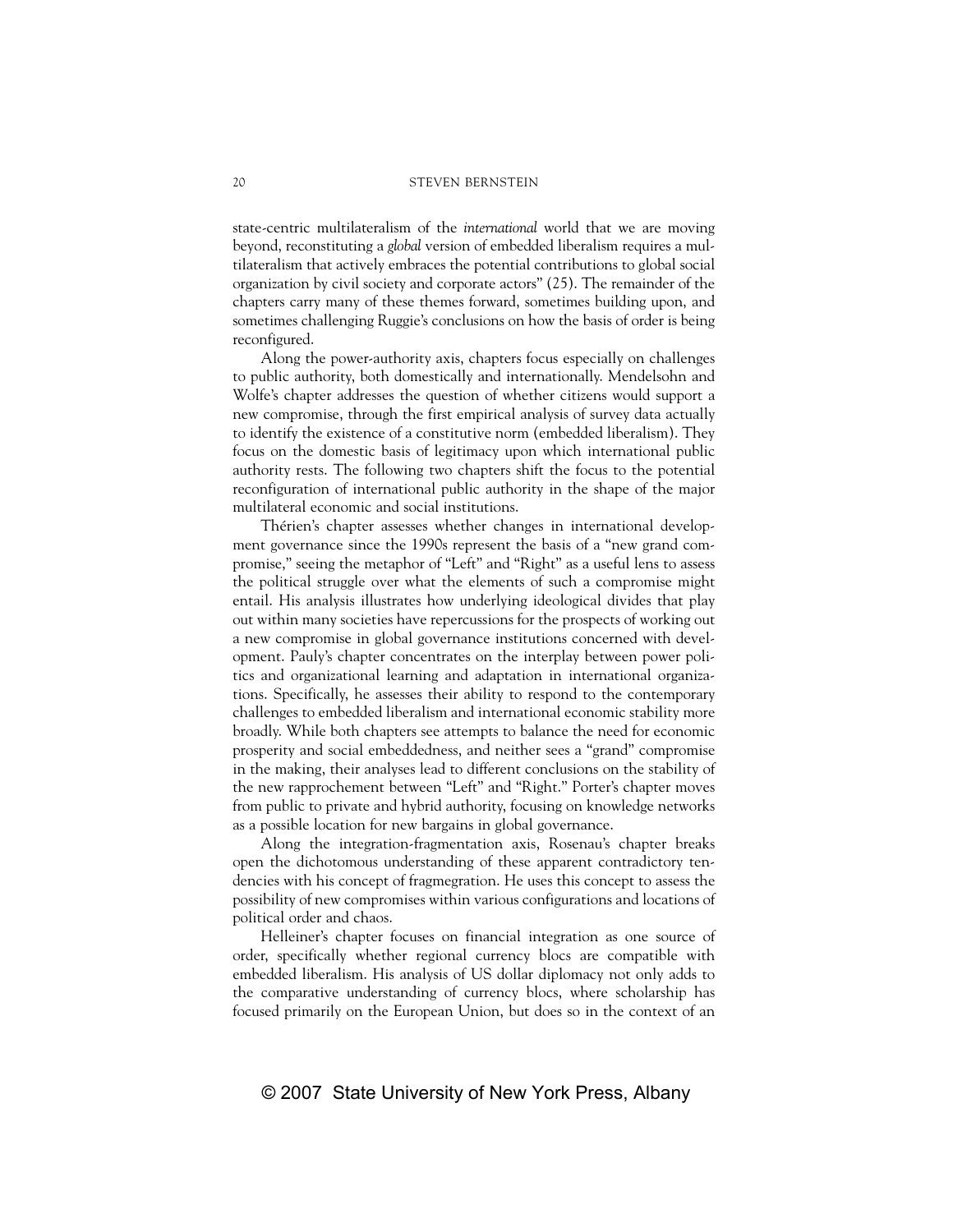state-centric multilateralism of the *international* world that we are moving beyond, reconstituting a *global* version of embedded liberalism requires a multilateralism that actively embraces the potential contributions to global social organization by civil society and corporate actors" (25). The remainder of the chapters carry many of these themes forward, sometimes building upon, and sometimes challenging Ruggie's conclusions on how the basis of order is being reconfigured.

Along the power-authority axis, chapters focus especially on challenges to public authority, both domestically and internationally. Mendelsohn and Wolfe's chapter addresses the question of whether citizens would support a new compromise, through the first empirical analysis of survey data actually to identify the existence of a constitutive norm (embedded liberalism). They focus on the domestic basis of legitimacy upon which international public authority rests. The following two chapters shift the focus to the potential reconfiguration of international public authority in the shape of the major multilateral economic and social institutions.

Thérien's chapter assesses whether changes in international development governance since the 1990s represent the basis of a "new grand compromise," seeing the metaphor of "Left" and "Right" as a useful lens to assess the political struggle over what the elements of such a compromise might entail. His analysis illustrates how underlying ideological divides that play out within many societies have repercussions for the prospects of working out a new compromise in global governance institutions concerned with development. Pauly's chapter concentrates on the interplay between power politics and organizational learning and adaptation in international organizations. Specifically, he assesses their ability to respond to the contemporary challenges to embedded liberalism and international economic stability more broadly. While both chapters see attempts to balance the need for economic prosperity and social embeddedness, and neither sees a "grand" compromise in the making, their analyses lead to different conclusions on the stability of the new rapprochement between "Left" and "Right." Porter's chapter moves from public to private and hybrid authority, focusing on knowledge networks as a possible location for new bargains in global governance.

Along the integration-fragmentation axis, Rosenau's chapter breaks open the dichotomous understanding of these apparent contradictory tendencies with his concept of fragmegration. He uses this concept to assess the possibility of new compromises within various configurations and locations of political order and chaos.

Helleiner's chapter focuses on financial integration as one source of order, specifically whether regional currency blocs are compatible with embedded liberalism. His analysis of US dollar diplomacy not only adds to the comparative understanding of currency blocs, where scholarship has focused primarily on the European Union, but does so in the context of an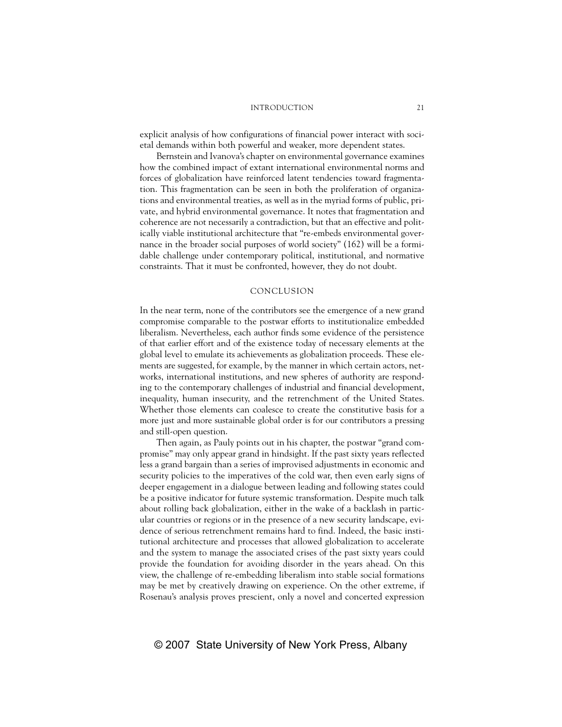explicit analysis of how configurations of financial power interact with societal demands within both powerful and weaker, more dependent states.

Bernstein and Ivanova's chapter on environmental governance examines how the combined impact of extant international environmental norms and forces of globalization have reinforced latent tendencies toward fragmentation. This fragmentation can be seen in both the proliferation of organizations and environmental treaties, as well as in the myriad forms of public, private, and hybrid environmental governance. It notes that fragmentation and coherence are not necessarily a contradiction, but that an effective and politically viable institutional architecture that "re-embeds environmental governance in the broader social purposes of world society" (162) will be a formidable challenge under contemporary political, institutional, and normative constraints. That it must be confronted, however, they do not doubt.

## CONCLUSION

In the near term, none of the contributors see the emergence of a new grand compromise comparable to the postwar efforts to institutionalize embedded liberalism. Nevertheless, each author finds some evidence of the persistence of that earlier effort and of the existence today of necessary elements at the global level to emulate its achievements as globalization proceeds. These elements are suggested, for example, by the manner in which certain actors, networks, international institutions, and new spheres of authority are responding to the contemporary challenges of industrial and financial development, inequality, human insecurity, and the retrenchment of the United States. Whether those elements can coalesce to create the constitutive basis for a more just and more sustainable global order is for our contributors a pressing and still-open question.

Then again, as Pauly points out in his chapter, the postwar "grand compromise" may only appear grand in hindsight. If the past sixty years reflected less a grand bargain than a series of improvised adjustments in economic and security policies to the imperatives of the cold war, then even early signs of deeper engagement in a dialogue between leading and following states could be a positive indicator for future systemic transformation. Despite much talk about rolling back globalization, either in the wake of a backlash in particular countries or regions or in the presence of a new security landscape, evidence of serious retrenchment remains hard to find. Indeed, the basic institutional architecture and processes that allowed globalization to accelerate and the system to manage the associated crises of the past sixty years could provide the foundation for avoiding disorder in the years ahead. On this view, the challenge of re-embedding liberalism into stable social formations may be met by creatively drawing on experience. On the other extreme, if Rosenau's analysis proves prescient, only a novel and concerted expression

© 2007 State University of New York Press, Albany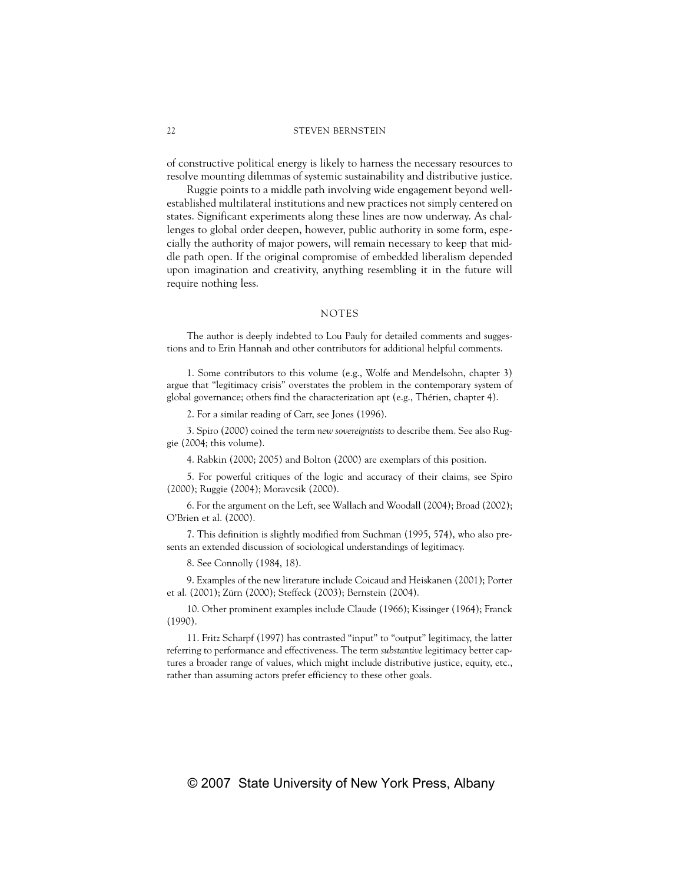of constructive political energy is likely to harness the necessary resources to resolve mounting dilemmas of systemic sustainability and distributive justice.

Ruggie points to a middle path involving wide engagement beyond well-established multilateral institutions and new practices not simply centered on states. Significant experiments along these lines are now underway. As challenges to global order deepen, however, public authority in some form, especially the authority of major powers, will remain necessary to keep that middle path open. If the original compromise of embedded liberalism depended upon imagination and creativity, anything resembling it in the future will require nothing less.

## NOTES

The author is deeply indebted to Lou Pauly for detailed comments and suggestions and to Erin Hannah and other contributors for additional helpful comments.

1. Some contributors to this volume (e.g., Wolfe and Mendelsohn, chapter 3) argue that "legitimacy crisis" overstates the problem in the contemporary system of global governance; others find the characterization apt (e.g., Thérien, chapter 4).

2. For a similar reading of Carr, see Jones (1996).

3. Spiro (2000) coined the term *new sovereigntists* to describe them. See also Ruggie (2004; this volume).

4. Rabkin (2000; 2005) and Bolton (2000) are exemplars of this position.

5. For powerful critiques of the logic and accuracy of their claims, see Spiro (2000); Ruggie (2004); Moravcsik (2000).

6. For the argument on the Left, see Wallach and Woodall (2004); Broad (2002); O'Brien et al. (2000).

7. This definition is slightly modified from Suchman (1995, 574), who also presents an extended discussion of sociological understandings of legitimacy.

8. See Connolly (1984, 18).

9. Examples of the new literature include Coicaud and Heiskanen (2001); Porter et al. (2001); Zürn (2000); Steffeck (2003); Bernstein (2004).

10. Other prominent examples include Claude (1966); Kissinger (1964); Franck (1990).

11. Fritz Scharpf (1997) has contrasted "input" to "output" legitimacy, the latter referring to performance and effectiveness. The term *substantive* legitimacy better captures a broader range of values, which might include distributive justice, equity, etc., rather than assuming actors prefer efficiency to these other goals.

© 2007 State University of New York Press, Albany